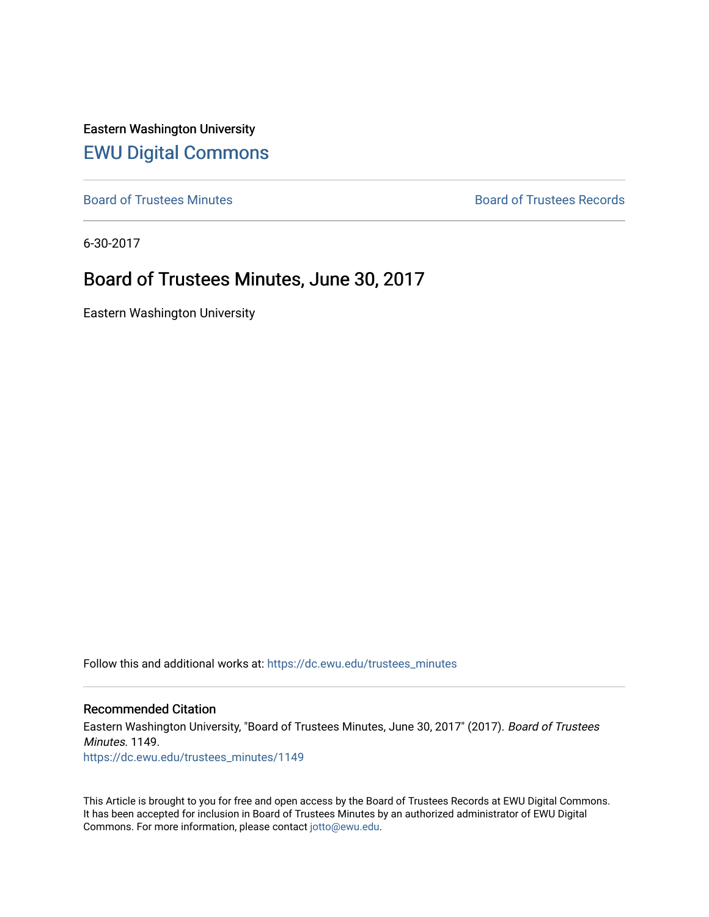Eastern Washington University

# EWU Digital Commons

Board of Trustees Minutes

Board of Trustees Records

6-30-2017

## Board of Trustees Minutes, June 30, 2017

Eastern Washington University

Follow this and additional works at: https://dc.ewu.edu/trustees_minutes

### Recommended Citation

Eastern Washington University, "Board of Trustees Minutes, June 30, 2017" (2017). *Board of Trustees Minutes*. 1149.
https://dc.ewu.edu/trustees_minutes/1149

This Article is brought to you for free and open access by the Board of Trustees Records at EWU Digital Commons. It has been accepted for inclusion in Board of Trustees Minutes by an authorized administrator of EWU Digital Commons. For more information, please contact jotto@ewu.edu.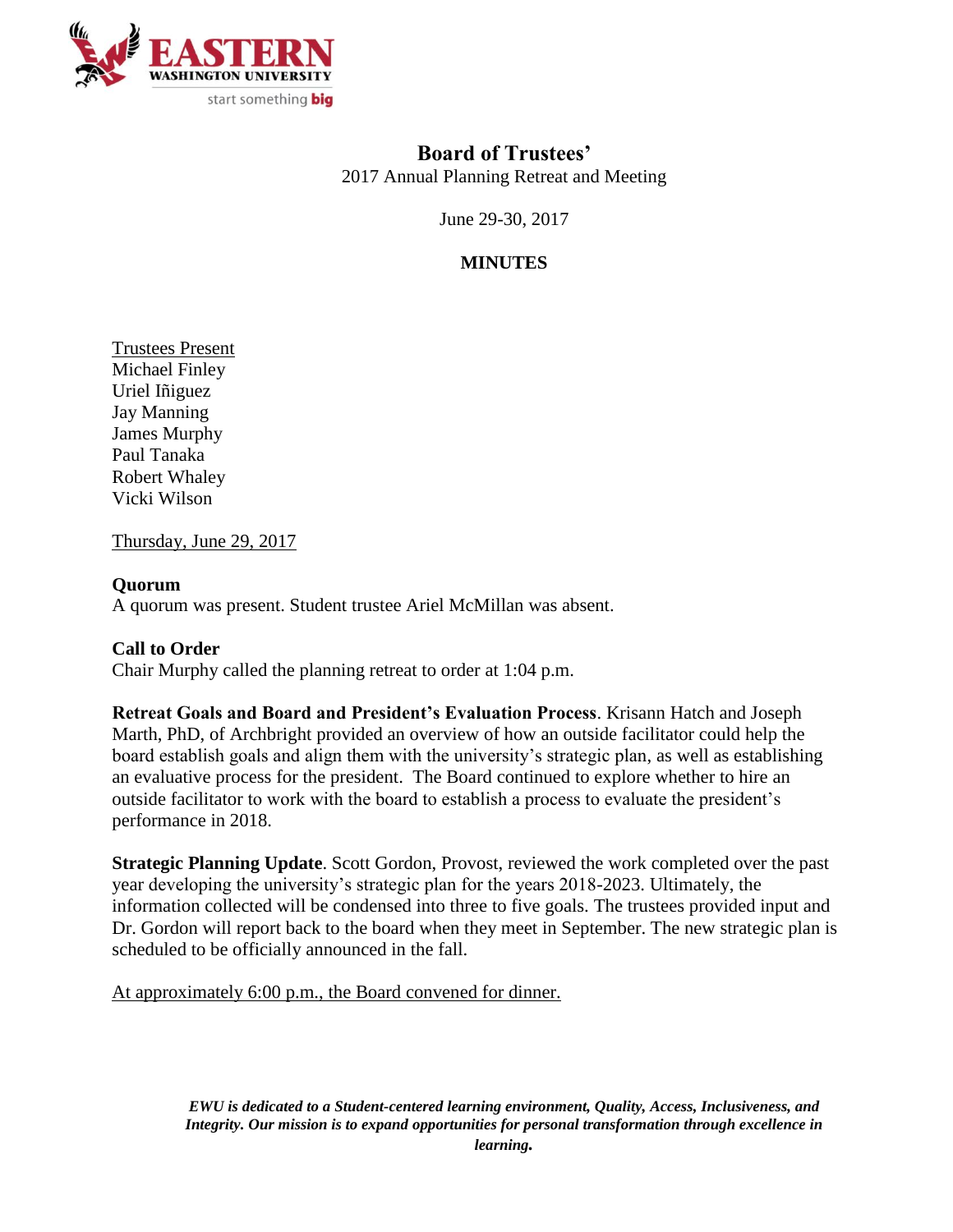# Board of Trustees'

2017 Annual Planning Retreat and Meeting

June 29-30, 2017

## MINUTES

Trustees Present
Michael Finley
Uriel Iñiguez
Jay Manning
James Murphy
Paul Tanaka
Robert Whaley
Vicki Wilson

Thursday, June 29, 2017

**Quorum**
A quorum was present. Student trustee Ariel McMillan was absent.

**Call to Order**
Chair Murphy called the planning retreat to order at 1:04 p.m.

**Retreat Goals and Board and President's Evaluation Process**. Krisann Hatch and Joseph Marth, PhD, of Archbright provided an overview of how an outside facilitator could help the board establish goals and align them with the university's strategic plan, as well as establishing an evaluative process for the president. The Board continued to explore whether to hire an outside facilitator to work with the board to establish a process to evaluate the president's performance in 2018.

**Strategic Planning Update**. Scott Gordon, Provost, reviewed the work completed over the past year developing the university's strategic plan for the years 2018-2023. Ultimately, the information collected will be condensed into three to five goals. The trustees provided input and Dr. Gordon will report back to the board when they meet in September. The new strategic plan is scheduled to be officially announced in the fall.

At approximately 6:00 p.m., the Board convened for dinner.

***EWU is dedicated to a Student-centered learning environment, Quality, Access, Inclusiveness, and Integrity. Our mission is to expand opportunities for personal transformation through excellence in learning.***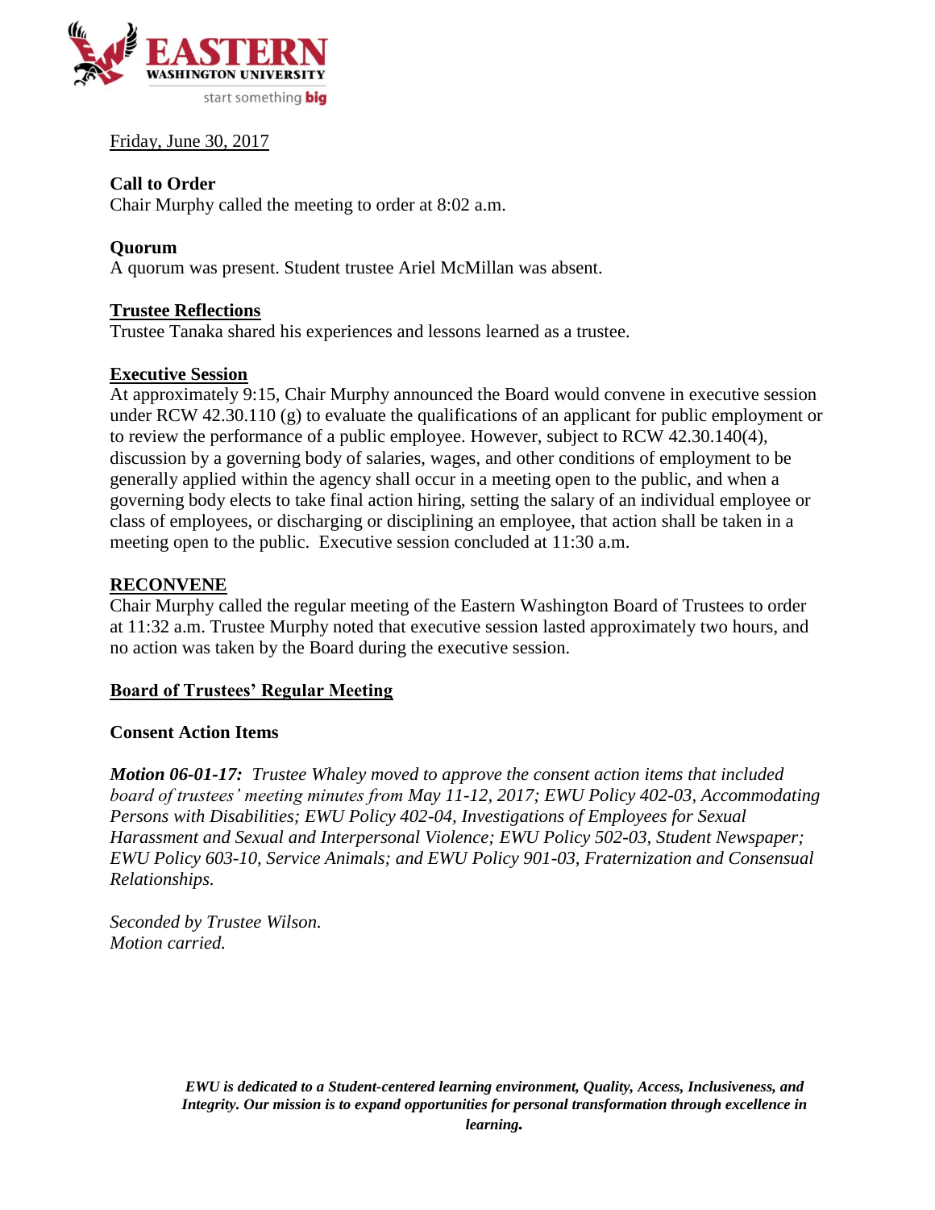Friday, June 30, 2017

**Call to Order**

Chair Murphy called the meeting to order at 8:02 a.m.

**Quorum**

A quorum was present. Student trustee Ariel McMillan was absent.

**Trustee Reflections**

Trustee Tanaka shared his experiences and lessons learned as a trustee.

**Executive Session**

At approximately 9:15, Chair Murphy announced the Board would convene in executive session under RCW 42.30.110 (g) to evaluate the qualifications of an applicant for public employment or to review the performance of a public employee. However, subject to RCW 42.30.140(4), discussion by a governing body of salaries, wages, and other conditions of employment to be generally applied within the agency shall occur in a meeting open to the public, and when a governing body elects to take final action hiring, setting the salary of an individual employee or class of employees, or discharging or disciplining an employee, that action shall be taken in a meeting open to the public. Executive session concluded at 11:30 a.m.

**RECONVENE**

Chair Murphy called the regular meeting of the Eastern Washington Board of Trustees to order at 11:32 a.m. Trustee Murphy noted that executive session lasted approximately two hours, and no action was taken by the Board during the executive session.

**Board of Trustees' Regular Meeting**

**Consent Action Items**

***Motion 06-01-17:*** *Trustee Whaley moved to approve the consent action items that included board of trustees' meeting minutes from May 11-12, 2017; EWU Policy 402-03, Accommodating Persons with Disabilities; EWU Policy 402-04, Investigations of Employees for Sexual Harassment and Sexual and Interpersonal Violence; EWU Policy 502-03, Student Newspaper; EWU Policy 603-10, Service Animals; and EWU Policy 901-03, Fraternization and Consensual Relationships.*

*Seconded by Trustee Wilson.*
*Motion carried.*

***EWU is dedicated to a Student-centered learning environment, Quality, Access, Inclusiveness, and Integrity. Our mission is to expand opportunities for personal transformation through excellence in learning.***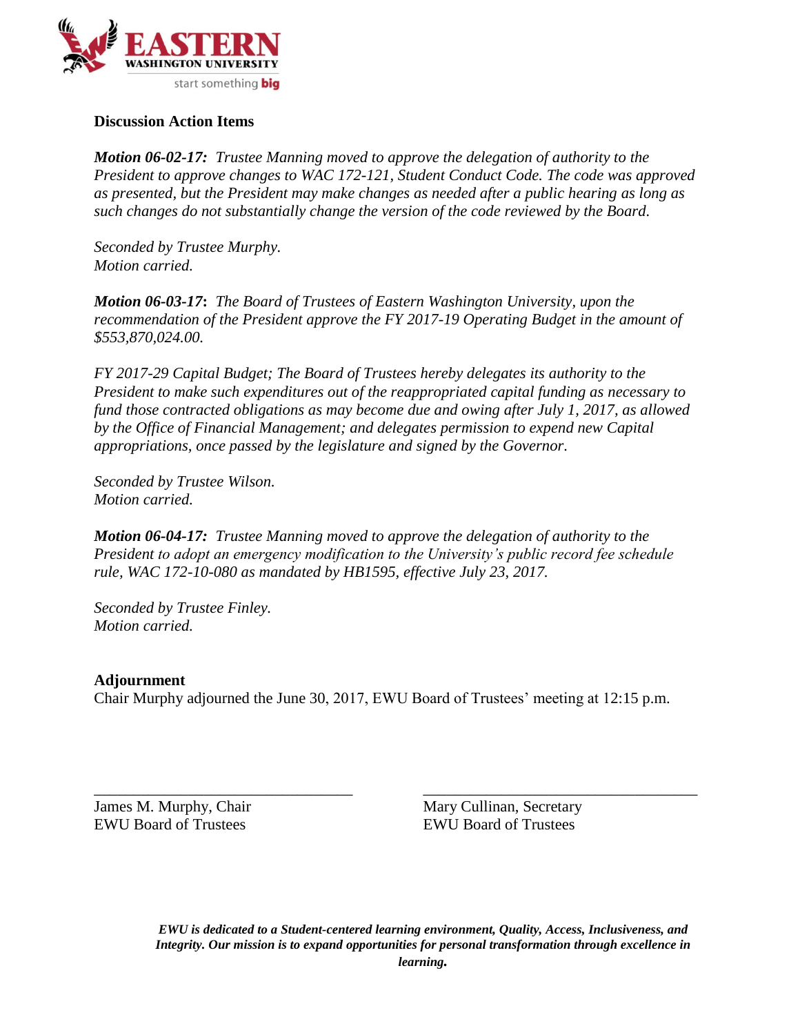**Discussion Action Items**

***Motion 06-02-17:*** *Trustee Manning moved to approve the delegation of authority to the President to approve changes to WAC 172-121, Student Conduct Code. The code was approved as presented, but the President may make changes as needed after a public hearing as long as such changes do not substantially change the version of the code reviewed by the Board.*

*Seconded by Trustee Murphy.*
*Motion carried.*

***Motion 06-03-17*****:** *The Board of Trustees of Eastern Washington University, upon the recommendation of the President approve the FY 2017-19 Operating Budget in the amount of $553,870,024.00.*

*FY 2017-29 Capital Budget; The Board of Trustees hereby delegates its authority to the President to make such expenditures out of the reappropriated capital funding as necessary to fund those contracted obligations as may become due and owing after July 1, 2017, as allowed by the Office of Financial Management; and delegates permission to expend new Capital appropriations, once passed by the legislature and signed by the Governor.*

*Seconded by Trustee Wilson.*
*Motion carried.*

***Motion 06-04-17:*** *Trustee Manning moved to approve the delegation of authority to the President to adopt an emergency modification to the University's public record fee schedule rule, WAC 172-10-080 as mandated by HB1595, effective July 23, 2017.*

*Seconded by Trustee Finley.*
*Motion carried.*

**Adjournment**
Chair Murphy adjourned the June 30, 2017, EWU Board of Trustees' meeting at 12:15 p.m.

| | |
|---|---|
| James M. Murphy, Chair | Mary Cullinan, Secretary |
| EWU Board of Trustees | EWU Board of Trustees |

***EWU is dedicated to a Student-centered learning environment, Quality, Access, Inclusiveness, and Integrity. Our mission is to expand opportunities for personal transformation through excellence in learning.***